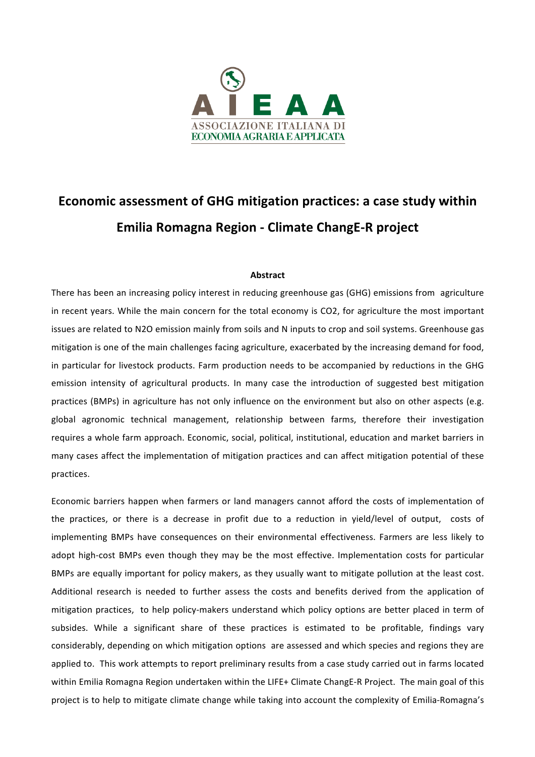AIEAA

ASSOCIAZIONE ITALIANA DI ECONOMIA AGRARIA E APPLICATA

# Economic assessment of GHG mitigation practices: a case study within Emilia Romagna Region - Climate ChangE-R project

**Abstract**

There has been an increasing policy interest in reducing greenhouse gas (GHG) emissions from agriculture in recent years. While the main concern for the total economy is $CO_2$, for agriculture the most important issues are related to $N_2O$ emission mainly from soils and N inputs to crop and soil systems. Greenhouse gas mitigation is one of the main challenges facing agriculture, exacerbated by the increasing demand for food, in particular for livestock products. Farm production needs to be accompanied by reductions in the GHG emission intensity of agricultural products. In many case the introduction of suggested best mitigation practices (BMPs) in agriculture has not only influence on the environment but also on other aspects (e.g. global agronomic technical management, relationship between farms, therefore their investigation requires a whole farm approach. Economic, social, political, institutional, education and market barriers in many cases affect the implementation of mitigation practices and can affect mitigation potential of these practices.

Economic barriers happen when farmers or land managers cannot afford the costs of implementation of the practices, or there is a decrease in profit due to a reduction in yield/level of output, costs of implementing BMPs have consequences on their environmental effectiveness. Farmers are less likely to adopt high-cost BMPs even though they may be the most effective. Implementation costs for particular BMPs are equally important for policy makers, as they usually want to mitigate pollution at the least cost. Additional research is needed to further assess the costs and benefits derived from the application of mitigation practices, to help policy-makers understand which policy options are better placed in term of subsides. While a significant share of these practices is estimated to be profitable, findings vary considerably, depending on which mitigation options are assessed and which species and regions they are applied to. This work attempts to report preliminary results from a case study carried out in farms located within Emilia Romagna Region undertaken within the LIFE+ Climate ChangE-R Project. The main goal of this project is to help to mitigate climate change while taking into account the complexity of Emilia-Romagna's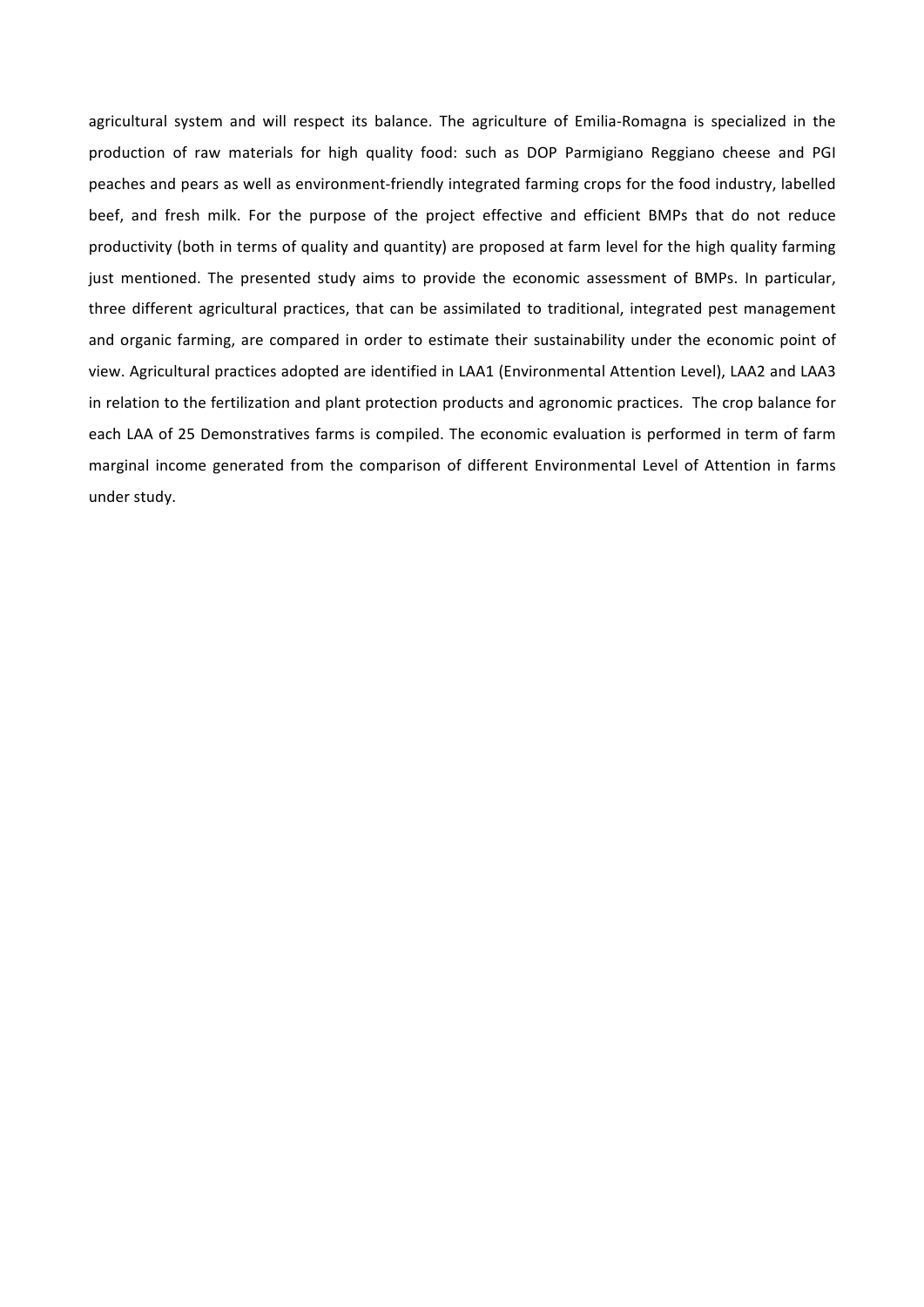agricultural system and will respect its balance. The agriculture of Emilia-Romagna is specialized in the production of raw materials for high quality food: such as DOP Parmigiano Reggiano cheese and PGI peaches and pears as well as environment-friendly integrated farming crops for the food industry, labelled beef, and fresh milk. For the purpose of the project effective and efficient BMPs that do not reduce productivity (both in terms of quality and quantity) are proposed at farm level for the high quality farming just mentioned. The presented study aims to provide the economic assessment of BMPs. In particular, three different agricultural practices, that can be assimilated to traditional, integrated pest management and organic farming, are compared in order to estimate their sustainability under the economic point of view. Agricultural practices adopted are identified in LAA1 (Environmental Attention Level), LAA2 and LAA3 in relation to the fertilization and plant protection products and agronomic practices. The crop balance for each LAA of 25 Demonstratives farms is compiled. The economic evaluation is performed in term of farm marginal income generated from the comparison of different Environmental Level of Attention in farms under study.